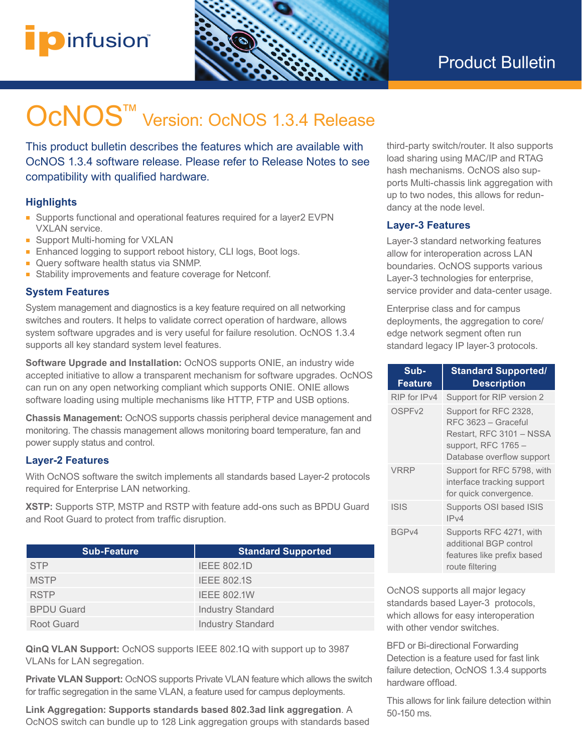Product Bulletin

# OCNOS™ Version: OcNOS 1.3.4 Release

This product bulletin describes the features which are available with OcNOS 1.3.4 software release. Please refer to Release Notes to see compatibility with qualified hardware.

## Highlights

- Supports functional and operational features required for a layer2 EVPN VXLAN service.
- Support Multi-homing for VXLAN
- Enhanced logging to support reboot history, CLI logs, Boot logs.
- Query software health status via SNMP.
- Stability improvements and feature coverage for Netconf.

## System Features

System management and diagnostics is a key feature required on all networking switches and routers. It helps to validate correct operation of hardware, allows system software upgrades and is very useful for failure resolution. OcNOS 1.3.4 supports all key standard system level features.

**Software Upgrade and Installation:** OcNOS supports ONIE, an industry wide accepted initiative to allow a transparent mechanism for software upgrades. OcNOS can run on any open networking compliant which supports ONIE. ONIE allows software loading using multiple mechanisms like HTTP, FTP and USB options.

**Chassis Management:** OcNOS supports chassis peripheral device management and monitoring. The chassis management allows monitoring board temperature, fan and power supply status and control.

## Layer-2 Features

With OcNOS software the switch implements all standards based Layer-2 protocols required for Enterprise LAN networking.

**XSTP:** Supports STP, MSTP and RSTP with feature add-ons such as BPDU Guard and Root Guard to protect from traffic disruption.

| Sub-Feature | Standard Supported |
|---|---|
| STP | IEEE 802.1D |
| MSTP | IEEE 802.1S |
| RSTP | IEEE 802.1W |
| BPDU Guard | Industry Standard |
| Root Guard | Industry Standard |

**QinQ VLAN Support:** OcNOS supports IEEE 802.1Q with support up to 3987 VLANs for LAN segregation.

**Private VLAN Support:** OcNOS supports Private VLAN feature which allows the switch for traffic segregation in the same VLAN, a feature used for campus deployments.

**Link Aggregation: Supports standards based 802.3ad link aggregation**. A OcNOS switch can bundle up to 128 Link aggregation groups with standards based third-party switch/router. It also supports load sharing using MAC/IP and RTAG hash mechanisms. OcNOS also supports Multi-chassis link aggregation with up to two nodes, this allows for redundancy at the node level.

## Layer-3 Features

Layer-3 standard networking features allow for interoperation across LAN boundaries. OcNOS supports various Layer-3 technologies for enterprise, service provider and data-center usage.

Enterprise class and for campus deployments, the aggregation to core/edge network segment often run standard legacy IP layer-3 protocols.

| Sub-Feature | Standard Supported/ Description |
|---|---|
| RIP for IPv4 | Support for RIP version 2 |
| OSPFv2 | Support for RFC 2328, RFC 3623 – Graceful Restart, RFC 3101 – NSSA support, RFC 1765 – Database overflow support |
| VRRP | Support for RFC 5798, with interface tracking support for quick convergence. |
| ISIS | Supports OSI based ISIS IPv4 |
| BGPv4 | Supports RFC 4271, with additional BGP control features like prefix based route filtering |

OcNOS supports all major legacy standards based Layer-3 protocols, which allows for easy interoperation with other vendor switches.

BFD or Bi-directional Forwarding Detection is a feature used for fast link failure detection, OcNOS 1.3.4 supports hardware offload.

This allows for link failure detection within 50-150 ms.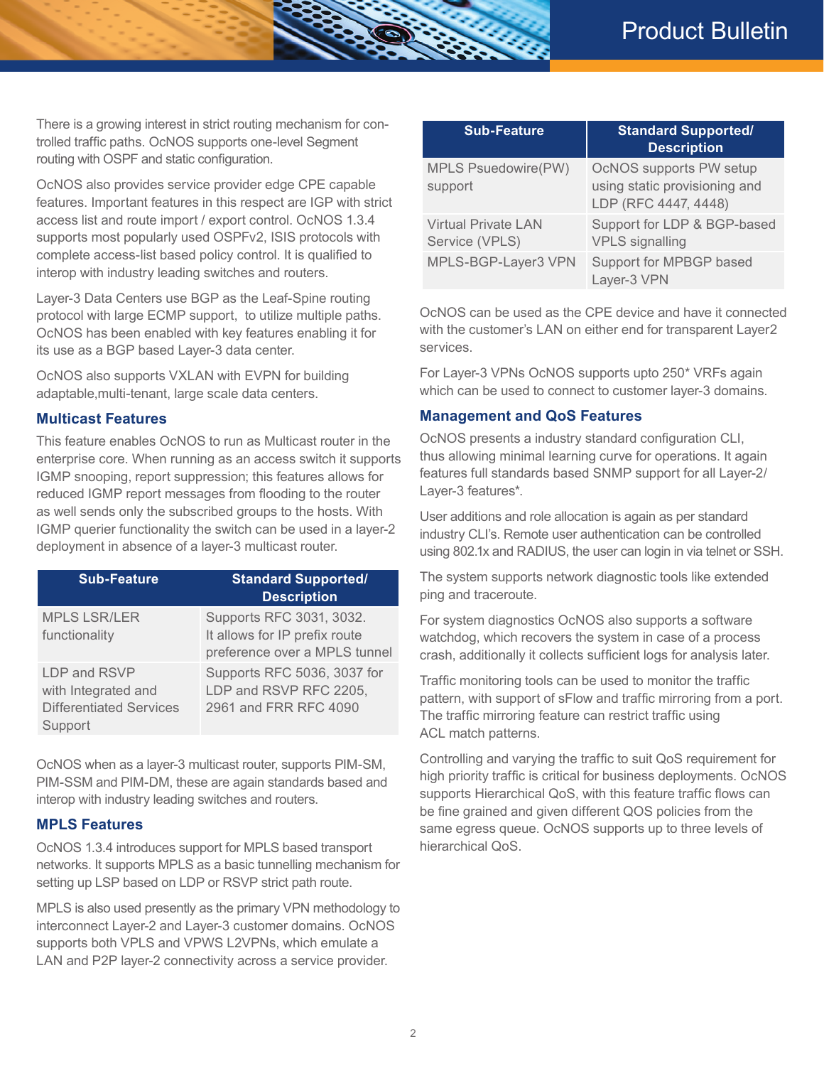There is a growing interest in strict routing mechanism for controlled traffic paths. OcNOS supports one-level Segment routing with OSPF and static configuration.

OcNOS also provides service provider edge CPE capable features. Important features in this respect are IGP with strict access list and route import / export control. OcNOS 1.3.4 supports most popularly used OSPFv2, ISIS protocols with complete access-list based policy control. It is qualified to interop with industry leading switches and routers.

Layer-3 Data Centers use BGP as the Leaf-Spine routing protocol with large ECMP support, to utilize multiple paths. OcNOS has been enabled with key features enabling it for its use as a BGP based Layer-3 data center.

OcNOS also supports VXLAN with EVPN for building adaptable,multi-tenant, large scale data centers.

## Multicast Features

This feature enables OcNOS to run as Multicast router in the enterprise core. When running as an access switch it supports IGMP snooping, report suppression; this features allows for reduced IGMP report messages from flooding to the router as well sends only the subscribed groups to the hosts. With IGMP querier functionality the switch can be used in a layer-2 deployment in absence of a layer-3 multicast router.

| Sub-Feature | Standard Supported/ Description |
|---|---|
| MPLS LSR/LER functionality | Supports RFC 3031, 3032. It allows for IP prefix route preference over a MPLS tunnel |
| LDP and RSVP with Integrated and Differentiated Services Support | Supports RFC 5036, 3037 for LDP and RSVP RFC 2205, 2961 and FRR RFC 4090 |

OcNOS when as a layer-3 multicast router, supports PIM-SM, PIM-SSM and PIM-DM, these are again standards based and interop with industry leading switches and routers.

## MPLS Features

OcNOS 1.3.4 introduces support for MPLS based transport networks. It supports MPLS as a basic tunnelling mechanism for setting up LSP based on LDP or RSVP strict path route.

MPLS is also used presently as the primary VPN methodology to interconnect Layer-2 and Layer-3 customer domains. OcNOS supports both VPLS and VPWS L2VPNs, which emulate a LAN and P2P layer-2 connectivity across a service provider.

| Sub-Feature | Standard Supported/ Description |
|---|---|
| MPLS Psuedowire(PW) support | OcNOS supports PW setup using static provisioning and LDP (RFC 4447, 4448) |
| Virtual Private LAN Service (VPLS) | Support for LDP & BGP-based VPLS signalling |
| MPLS-BGP-Layer3 VPN | Support for MPBGP based Layer-3 VPN |

OcNOS can be used as the CPE device and have it connected with the customer's LAN on either end for transparent Layer2 services.

For Layer-3 VPNs OcNOS supports upto 250* VRFs again which can be used to connect to customer layer-3 domains.

## Management and QoS Features

OcNOS presents a industry standard configuration CLI, thus allowing minimal learning curve for operations. It again features full standards based SNMP support for all Layer-2/ Layer-3 features*.

User additions and role allocation is again as per standard industry CLI's. Remote user authentication can be controlled using 802.1x and RADIUS, the user can login in via telnet or SSH.

The system supports network diagnostic tools like extended ping and traceroute.

For system diagnostics OcNOS also supports a software watchdog, which recovers the system in case of a process crash, additionally it collects sufficient logs for analysis later.

Traffic monitoring tools can be used to monitor the traffic pattern, with support of sFlow and traffic mirroring from a port. The traffic mirroring feature can restrict traffic using ACL match patterns.

Controlling and varying the traffic to suit QoS requirement for high priority traffic is critical for business deployments. OcNOS supports Hierarchical QoS, with this feature traffic flows can be fine grained and given different QOS policies from the same egress queue. OcNOS supports up to three levels of hierarchical QoS.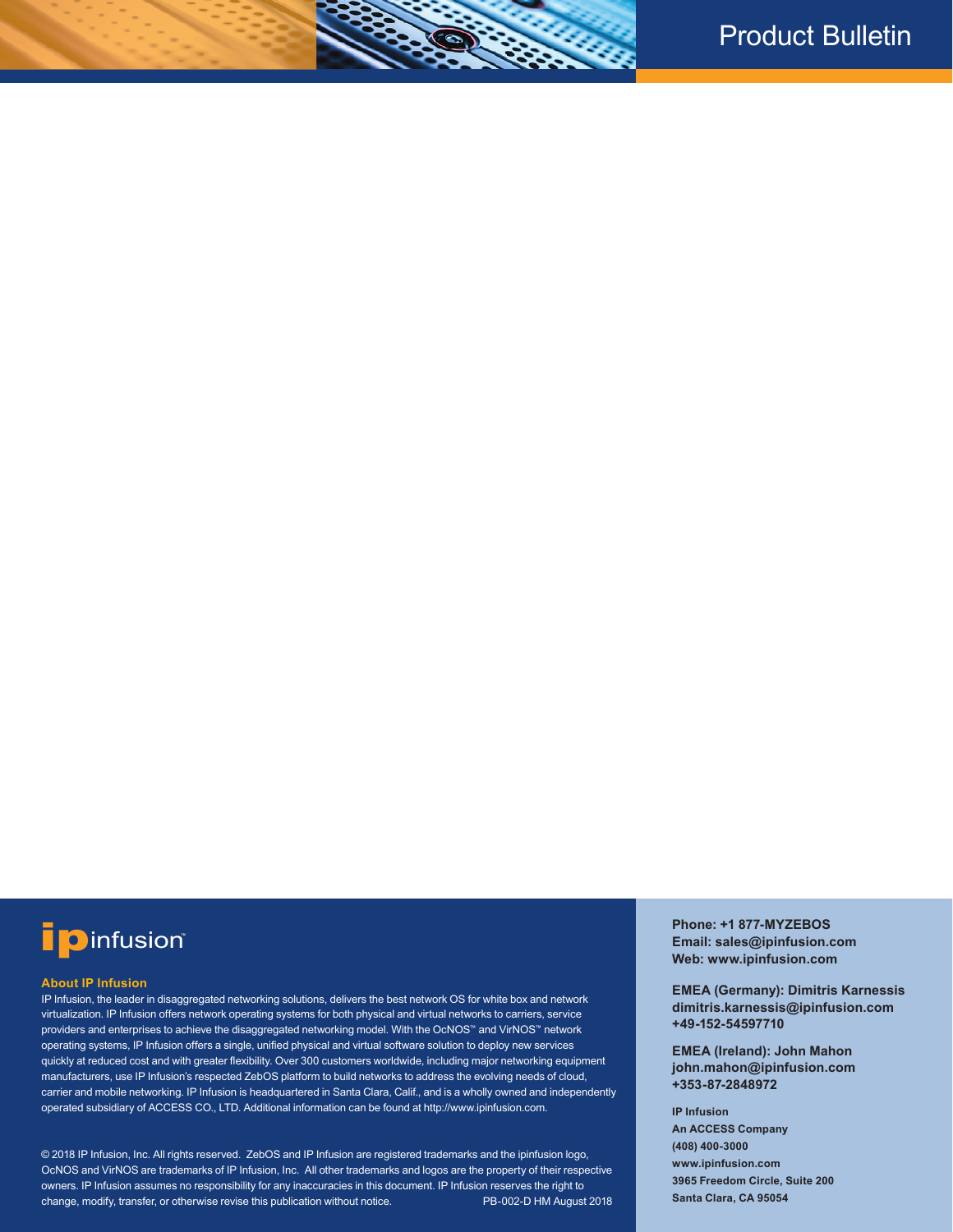Product Bulletin

ip infusion™

**About IP Infusion**

IP Infusion, the leader in disaggregated networking solutions, delivers the best network OS for white box and network virtualization. IP Infusion offers network operating systems for both physical and virtual networks to carriers, service providers and enterprises to achieve the disaggregated networking model. With the OcNOS™ and VirNOS™ network operating systems, IP Infusion offers a single, unified physical and virtual software solution to deploy new services quickly at reduced cost and with greater flexibility. Over 300 customers worldwide, including major networking equipment manufacturers, use IP Infusion's respected ZebOS platform to build networks to address the evolving needs of cloud, carrier and mobile networking. IP Infusion is headquartered in Santa Clara, Calif., and is a wholly owned and independently operated subsidiary of ACCESS CO., LTD. Additional information can be found at http://www.ipinfusion.com.

© 2018 IP Infusion, Inc. All rights reserved. ZebOS and IP Infusion are registered trademarks and the ipinfusion logo, OcNOS and VirNOS are trademarks of IP Infusion, Inc. All other trademarks and logos are the property of their respective owners. IP Infusion assumes no responsibility for any inaccuracies in this document. IP Infusion reserves the right to change, modify, transfer, or otherwise revise this publication without notice. PB-002-D HM August 2018

**Phone: +1 877-MYZEBOS**
**Email: sales@ipinfusion.com**
**Web: www.ipinfusion.com**

**EMEA (Germany): Dimitris Karnessis**
**dimitris.karnessis@ipinfusion.com**
**+49-152-54597710**

**EMEA (Ireland): John Mahon**
**john.mahon@ipinfusion.com**
**+353-87-2848972**

**IP Infusion**
**An ACCESS Company**
**(408) 400-3000**
**www.ipinfusion.com**
**3965 Freedom Circle, Suite 200**
**Santa Clara, CA 95054**